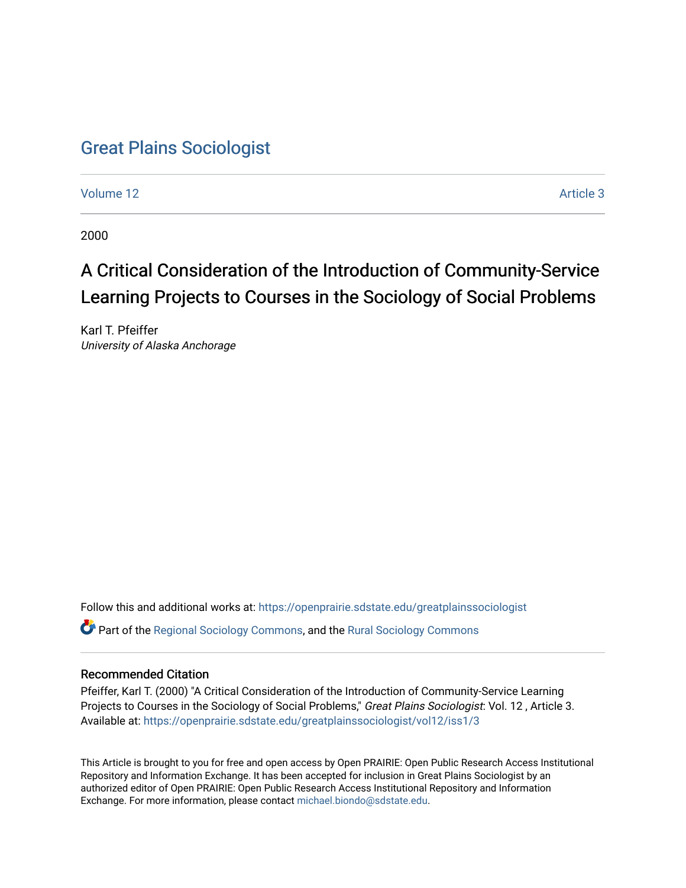# Great Plains Sociologist

Volume 12 | Article 3

2000

## A Critical Consideration of the Introduction of Community-Service Learning Projects to Courses in the Sociology of Social Problems

Karl T. Pfeiffer
*University of Alaska Anchorage*

Follow this and additional works at: https://openprairie.sdstate.edu/greatplainssociologist

Part of the Regional Sociology Commons, and the Rural Sociology Commons

### Recommended Citation

Pfeiffer, Karl T. (2000) "A Critical Consideration of the Introduction of Community-Service Learning Projects to Courses in the Sociology of Social Problems," *Great Plains Sociologist*: Vol. 12 , Article 3.
Available at: https://openprairie.sdstate.edu/greatplainssociologist/vol12/iss1/3

This Article is brought to you for free and open access by Open PRAIRIE: Open Public Research Access Institutional Repository and Information Exchange. It has been accepted for inclusion in Great Plains Sociologist by an authorized editor of Open PRAIRIE: Open Public Research Access Institutional Repository and Information Exchange. For more information, please contact michael.biondo@sdstate.edu.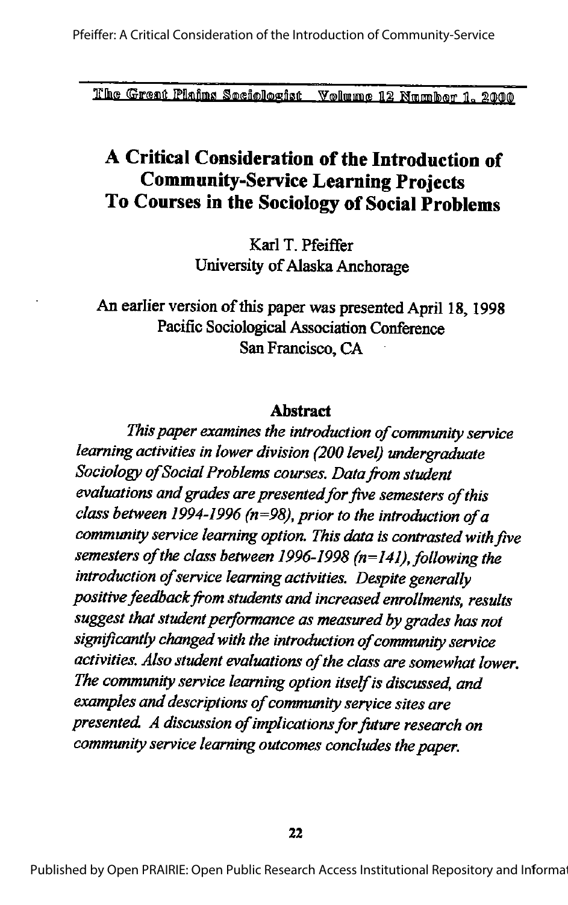# A Critical Consideration of the Introduction of Community-Service Learning Projects To Courses in the Sociology of Social Problems

Karl T. Pfeiffer
University of Alaska Anchorage

An earlier version of this paper was presented April 18, 1998
Pacific Sociological Association Conference
San Francisco, CA

## Abstract

*This paper examines the introduction of community service learning activities in lower division (200 level) undergraduate Sociology of Social Problems courses. Data from student evaluations and grades are presented for five semesters of this class between 1994-1996 (n=98), prior to the introduction of a community service learning option. This data is contrasted with five semesters of the class between 1996-1998 (n=141), following the introduction of service learning activities. Despite generally positive feedback from students and increased enrollments, results suggest that student performance as measured by grades has not significantly changed with the introduction of community service activities. Also student evaluations of the class are somewhat lower. The community service learning option itself is discussed, and examples and descriptions of community service sites are presented. A discussion of implications for future research on community service learning outcomes concludes the paper.*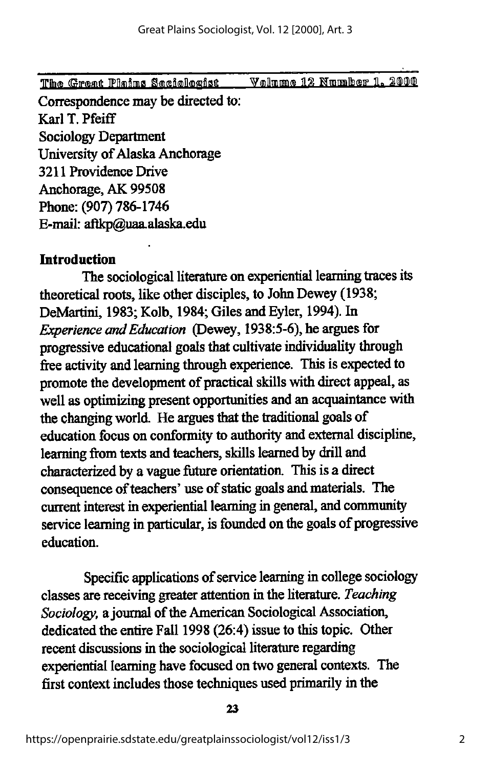Correspondence may be directed to:
Karl T. Pfeiff
Sociology Department
University of Alaska Anchorage
3211 Providence Drive
Anchorage, AK 99508
Phone: (907) 786-1746
E-mail: aftkp@uaa.alaska.edu

## Introduction

The sociological literature on experiential learning traces its theoretical roots, like other disciples, to John Dewey (1938; DeMartini, 1983; Kolb, 1984; Giles and Eyler, 1994). In *Experience and Education* (Dewey, 1938:5-6), he argues for progressive educational goals that cultivate individuality through free activity and learning through experience. This is expected to promote the development of practical skills with direct appeal, as well as optimizing present opportunities and an acquaintance with the changing world. He argues that the traditional goals of education focus on conformity to authority and external discipline, learning from texts and teachers, skills learned by drill and characterized by a vague future orientation. This is a direct consequence of teachers' use of static goals and materials. The current interest in experiential learning in general, and community service learning in particular, is founded on the goals of progressive education.

Specific applications of service learning in college sociology classes are receiving greater attention in the literature. *Teaching Sociology*, a journal of the American Sociological Association, dedicated the entire Fall 1998 (26:4) issue to this topic. Other recent discussions in the sociological literature regarding experiential learning have focused on two general contexts. The first context includes those techniques used primarily in the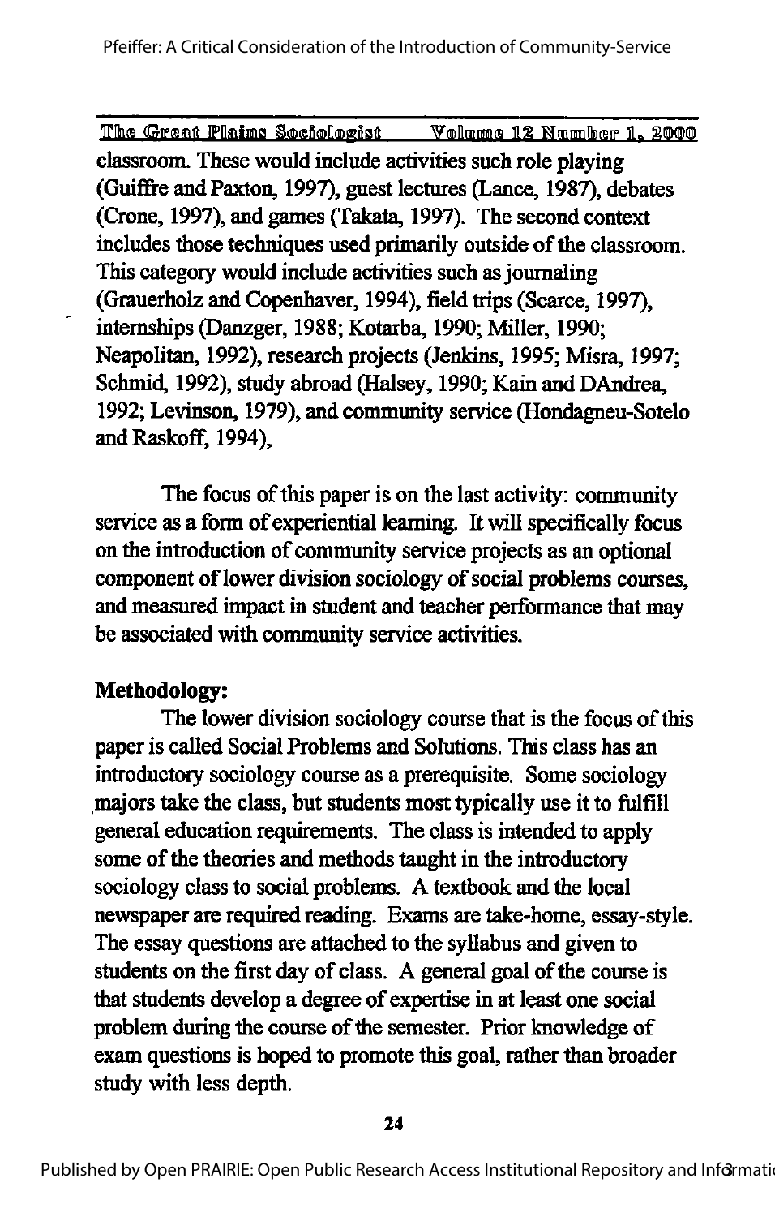classroom. These would include activities such role playing (Guiffre and Paxton, 1997), guest lectures (Lance, 1987), debates (Crone, 1997), and games (Takata, 1997). The second context includes those techniques used primarily outside of the classroom. This category would include activities such as journaling (Grauerholz and Copenhaver, 1994), field trips (Scarce, 1997), internships (Danzger, 1988; Kotarba, 1990; Miller, 1990; Neapolitan, 1992), research projects (Jenkins, 1995; Misra, 1997; Schmid, 1992), study abroad (Halsey, 1990; Kain and DAndrea, 1992; Levinson, 1979), and community service (Hondagneu-Sotelo and Raskoff, 1994),

The focus of this paper is on the last activity: community service as a form of experiential learning. It will specifically focus on the introduction of community service projects as an optional component of lower division sociology of social problems courses, and measured impact in student and teacher performance that may be associated with community service activities.

**Methodology:**

The lower division sociology course that is the focus of this paper is called Social Problems and Solutions. This class has an introductory sociology course as a prerequisite. Some sociology majors take the class, but students most typically use it to fulfill general education requirements. The class is intended to apply some of the theories and methods taught in the introductory sociology class to social problems. A textbook and the local newspaper are required reading. Exams are take-home, essay-style. The essay questions are attached to the syllabus and given to students on the first day of class. A general goal of the course is that students develop a degree of expertise in at least one social problem during the course of the semester. Prior knowledge of exam questions is hoped to promote this goal, rather than broader study with less depth.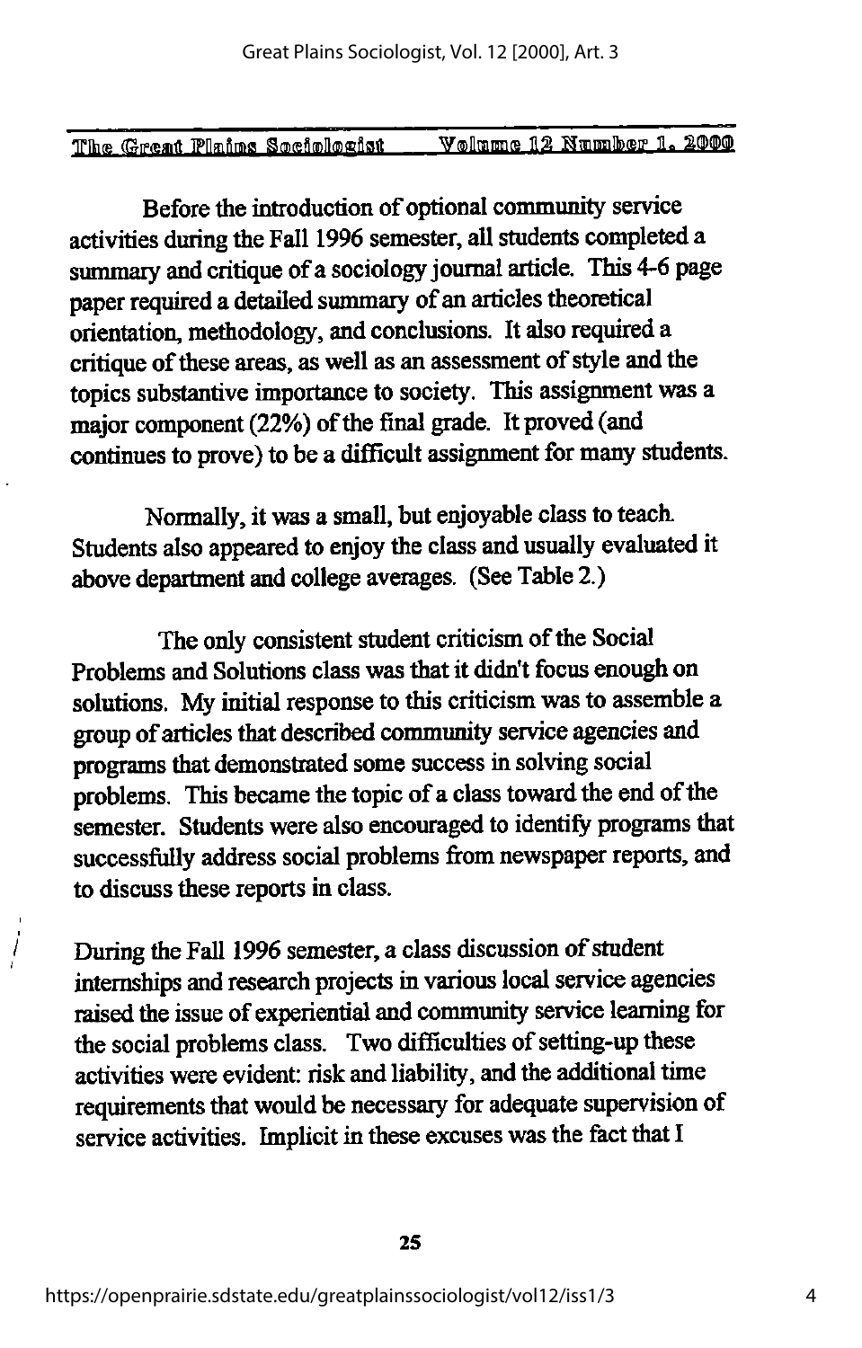Before the introduction of optional community service activities during the Fall 1996 semester, all students completed a summary and critique of a sociology journal article. This 4-6 page paper required a detailed summary of an articles theoretical orientation, methodology, and conclusions. It also required a critique of these areas, as well as an assessment of style and the topics substantive importance to society. This assignment was a major component (22%) of the final grade. It proved (and continues to prove) to be a difficult assignment for many students.

Normally, it was a small, but enjoyable class to teach. Students also appeared to enjoy the class and usually evaluated it above department and college averages. (See Table 2.)

The only consistent student criticism of the Social Problems and Solutions class was that it didn't focus enough on solutions. My initial response to this criticism was to assemble a group of articles that described community service agencies and programs that demonstrated some success in solving social problems. This became the topic of a class toward the end of the semester. Students were also encouraged to identify programs that successfully address social problems from newspaper reports, and to discuss these reports in class.

During the Fall 1996 semester, a class discussion of student internships and research projects in various local service agencies raised the issue of experiential and community service learning for the social problems class. Two difficulties of setting-up these activities were evident: risk and liability, and the additional time requirements that would be necessary for adequate supervision of service activities. Implicit in these excuses was the fact that I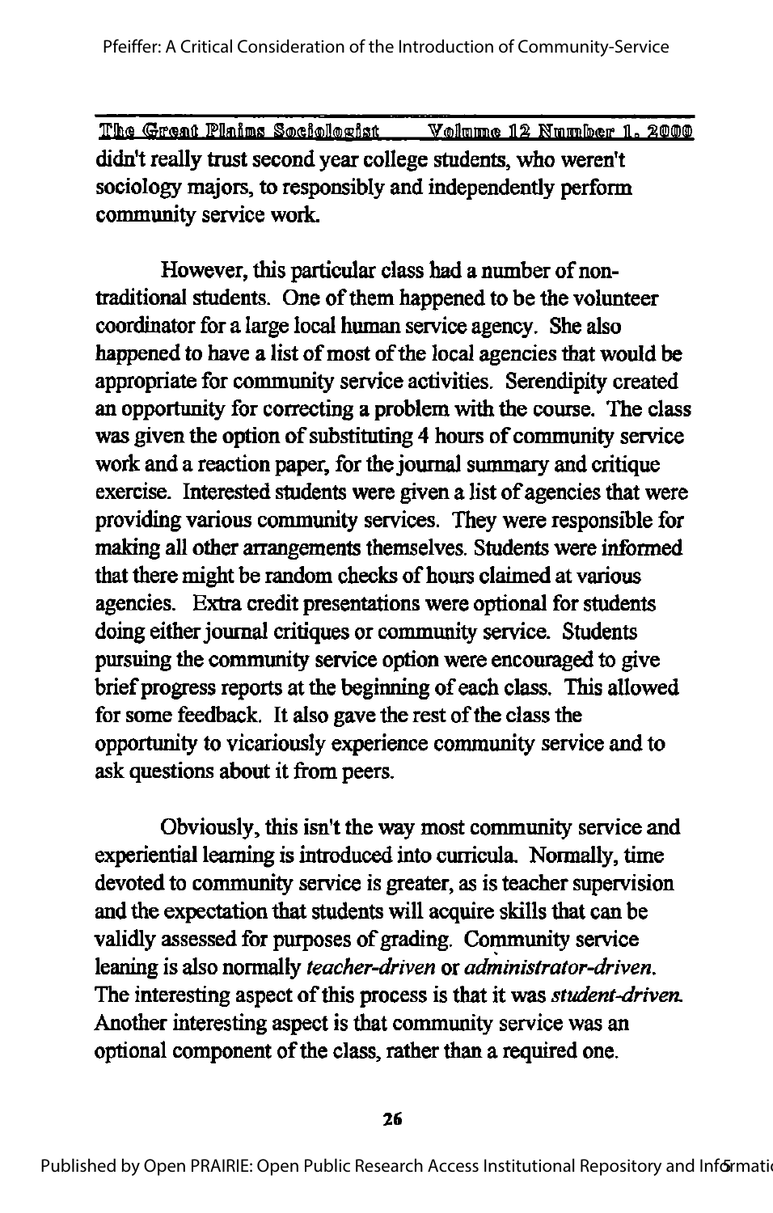didn't really trust second year college students, who weren't sociology majors, to responsibly and independently perform community service work.

However, this particular class had a number of non-traditional students. One of them happened to be the volunteer coordinator for a large local human service agency. She also happened to have a list of most of the local agencies that would be appropriate for community service activities. Serendipity created an opportunity for correcting a problem with the course. The class was given the option of substituting 4 hours of community service work and a reaction paper, for the journal summary and critique exercise. Interested students were given a list of agencies that were providing various community services. They were responsible for making all other arrangements themselves. Students were informed that there might be random checks of hours claimed at various agencies. Extra credit presentations were optional for students doing either journal critiques or community service. Students pursuing the community service option were encouraged to give brief progress reports at the beginning of each class. This allowed for some feedback. It also gave the rest of the class the opportunity to vicariously experience community service and to ask questions about it from peers.

Obviously, this isn't the way most community service and experiential learning is introduced into curricula. Normally, time devoted to community service is greater, as is teacher supervision and the expectation that students will acquire skills that can be validly assessed for purposes of grading. Community service leaning is also normally *teacher-driven* or *administrator-driven*. The interesting aspect of this process is that it was *student-driven*. Another interesting aspect is that community service was an optional component of the class, rather than a required one.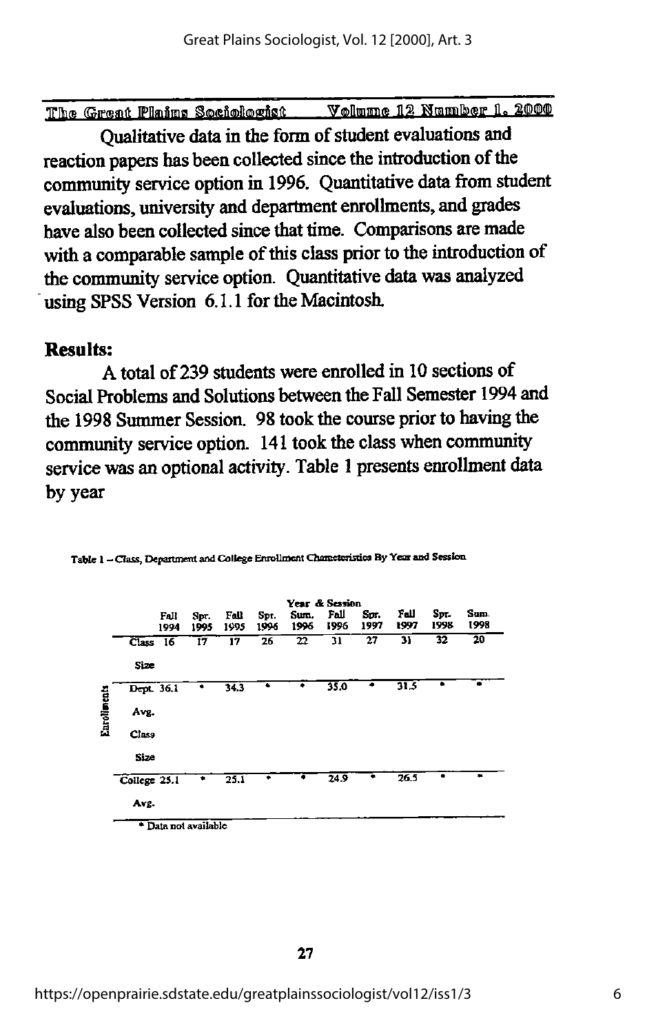Qualitative data in the form of student evaluations and reaction papers has been collected since the introduction of the community service option in 1996. Quantitative data from student evaluations, university and department enrollments, and grades have also been collected since that time. Comparisons are made with a comparable sample of this class prior to the introduction of the community service option. Quantitative data was analyzed using SPSS Version 6.1.1 for the Macintosh.

## Results:

A total of 239 students were enrolled in 10 sections of Social Problems and Solutions between the Fall Semester 1994 and the 1998 Summer Session. 98 took the course prior to having the community service option. 141 took the class when community service was an optional activity. Table 1 presents enrollment data by year

Table 1 – Class, Department and College Enrollment Characteristics By Year and Session

| | | Year & Session | | | | | | | | | |
|---|---|---|---|---|---|---|---|---|---|---|---|
| | | Fall 1994 | Spr. 1995 | Fall 1995 | Spr. 1996 | Sum. 1996 | Fall 1996 | Spr. 1997 | Fall 1997 | Spr. 1998 | Sum. 1998 |
| Enrollments | Class Size | 16 | 17 | 17 | 26 | 22 | 31 | 27 | 31 | 32 | 20 |
| | Dept. Avg. Class Size | 36.1 | * | 34.3 | * | * | 35.0 | * | 31.5 | * | * |
| | College Avg. | 25.1 | * | 25.1 | * | * | 24.9 | * | 26.5 | * | * |

* Data not available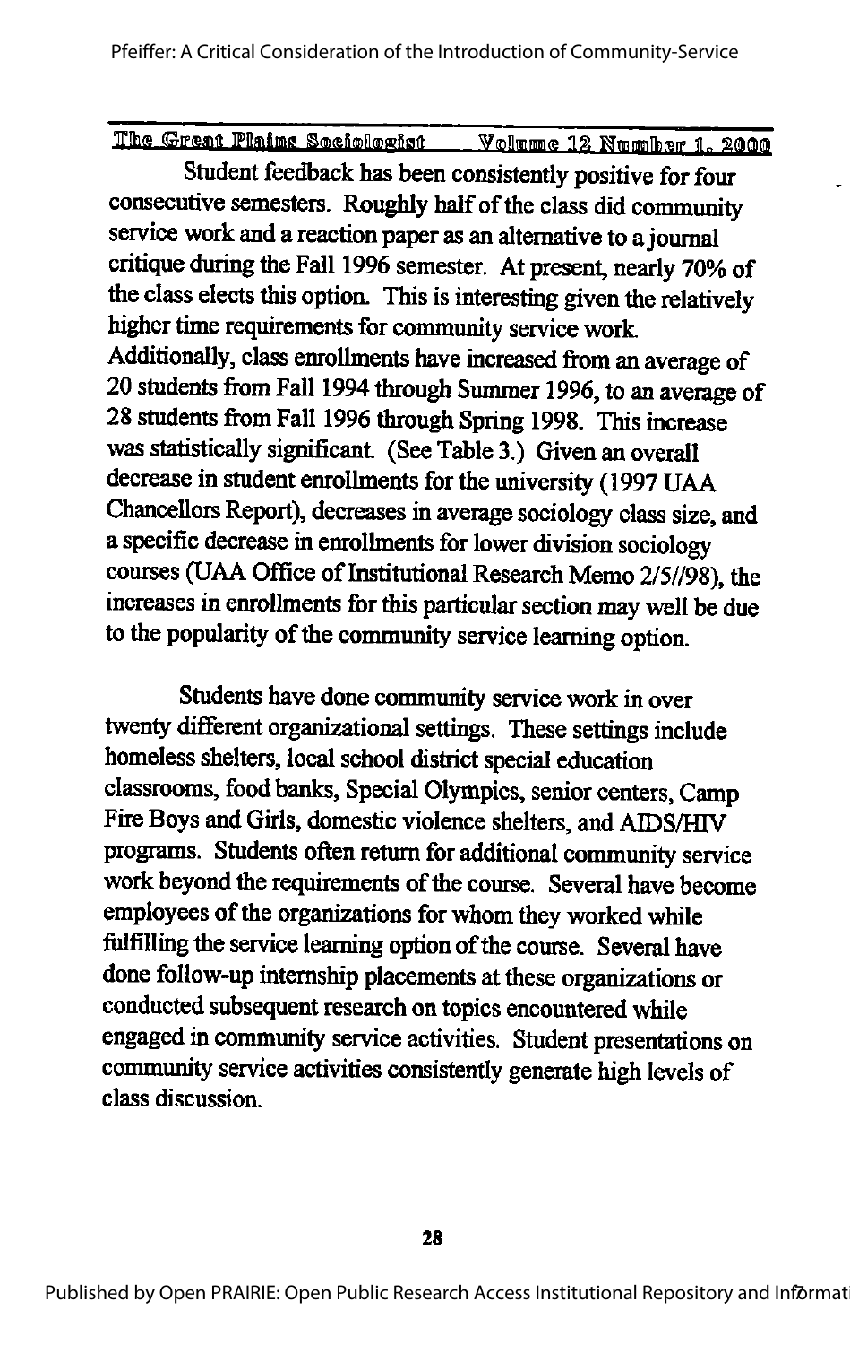Student feedback has been consistently positive for four consecutive semesters. Roughly half of the class did community service work and a reaction paper as an alternative to a journal critique during the Fall 1996 semester. At present, nearly 70% of the class elects this option. This is interesting given the relatively higher time requirements for community service work. Additionally, class enrollments have increased from an average of 20 students from Fall 1994 through Summer 1996, to an average of 28 students from Fall 1996 through Spring 1998. This increase was statistically significant. (See Table 3.) Given an overall decrease in student enrollments for the university (1997 UAA Chancellors Report), decreases in average sociology class size, and a specific decrease in enrollments for lower division sociology courses (UAA Office of Institutional Research Memo 2/5//98), the increases in enrollments for this particular section may well be due to the popularity of the community service learning option.

Students have done community service work in over twenty different organizational settings. These settings include homeless shelters, local school district special education classrooms, food banks, Special Olympics, senior centers, Camp Fire Boys and Girls, domestic violence shelters, and AIDS/HIV programs. Students often return for additional community service work beyond the requirements of the course. Several have become employees of the organizations for whom they worked while fulfilling the service learning option of the course. Several have done follow-up internship placements at these organizations or conducted subsequent research on topics encountered while engaged in community service activities. Student presentations on community service activities consistently generate high levels of class discussion.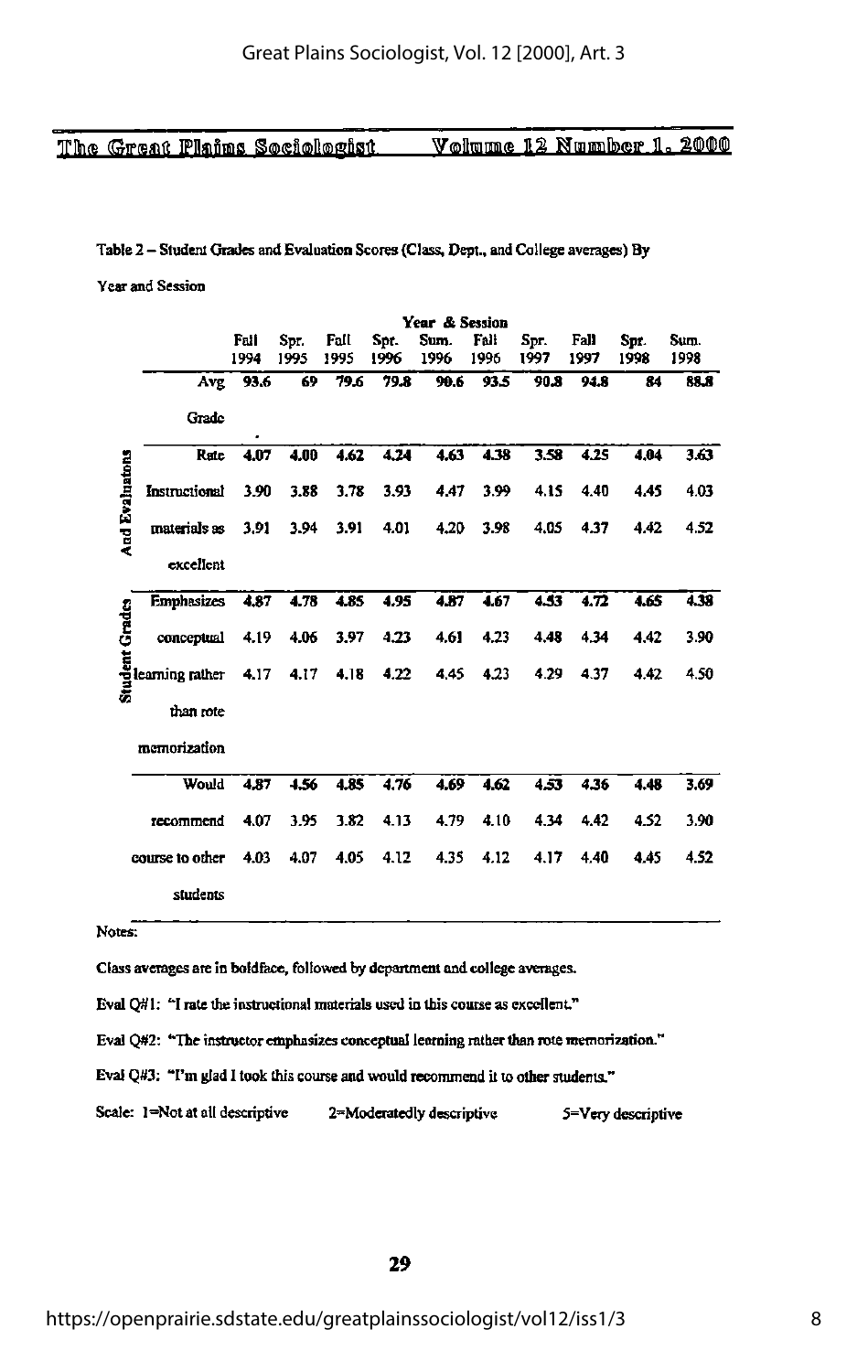Table 2 – Student Grades and Evaluation Scores (Class, Dept., and College averages) By Year and Session

| | | Year & Session | | | | | | | | | |
|---|---|---|---|---|---|---|---|---|---|---|---|
| | | Fall 1994 | Spr. 1995 | Fall 1995 | Spr. 1996 | Sum. 1996 | Fall 1996 | Spr. 1997 | Fall 1997 | Spr. 1998 | Sum. 1998 |
| | Avg Grade | **93.6** | **69** | **79.6** | **79.8** | **90.6** | **93.5** | **90.8** | **94.8** | **84** | **88.8** |
| Student Grades And Evaluations | Rate Instructional materials as excellent | **4.07** | **4.00** | **4.62** | **4.24** | **4.63** | **4.38** | **3.58** | **4.25** | **4.04** | **3.63** |
| | | 3.90 | 3.88 | 3.78 | 3.93 | 4.47 | 3.99 | 4.15 | 4.40 | 4.45 | 4.03 |
| | | 3.91 | 3.94 | 3.91 | 4.01 | 4.20 | 3.98 | 4.05 | 4.37 | 4.42 | 4.52 |
| | Emphasizes conceptual learning rather than rote memorization | **4.87** | **4.78** | **4.85** | **4.95** | **4.87** | **4.67** | **4.53** | **4.72** | **4.65** | **4.38** |
| | | 4.19 | 4.06 | 3.97 | 4.23 | 4.61 | 4.23 | 4.48 | 4.34 | 4.42 | 3.90 |
| | | 4.17 | 4.17 | 4.18 | 4.22 | 4.45 | 4.23 | 4.29 | 4.37 | 4.42 | 4.50 |
| | Would recommend course to other students | **4.87** | **4.56** | **4.85** | **4.76** | **4.69** | **4.62** | **4.53** | **4.36** | **4.48** | **3.69** |
| | | 4.07 | 3.95 | 3.82 | 4.13 | 4.79 | 4.10 | 4.34 | 4.42 | 4.52 | 3.90 |
| | | 4.03 | 4.07 | 4.05 | 4.12 | 4.35 | 4.12 | 4.17 | 4.40 | 4.45 | 4.52 |

Notes:

Class averages are in boldface, followed by department and college averages.

Eval Q#1: "I rate the instructional materials used in this course as excellent."

Eval Q#2: "The instructor emphasizes conceptual learning rather than rote memorization."

Eval Q#3: "I'm glad I took this course and would recommend it to other students."

Scale: 1=Not at all descriptive 2=Moderatedly descriptive 5=Very descriptive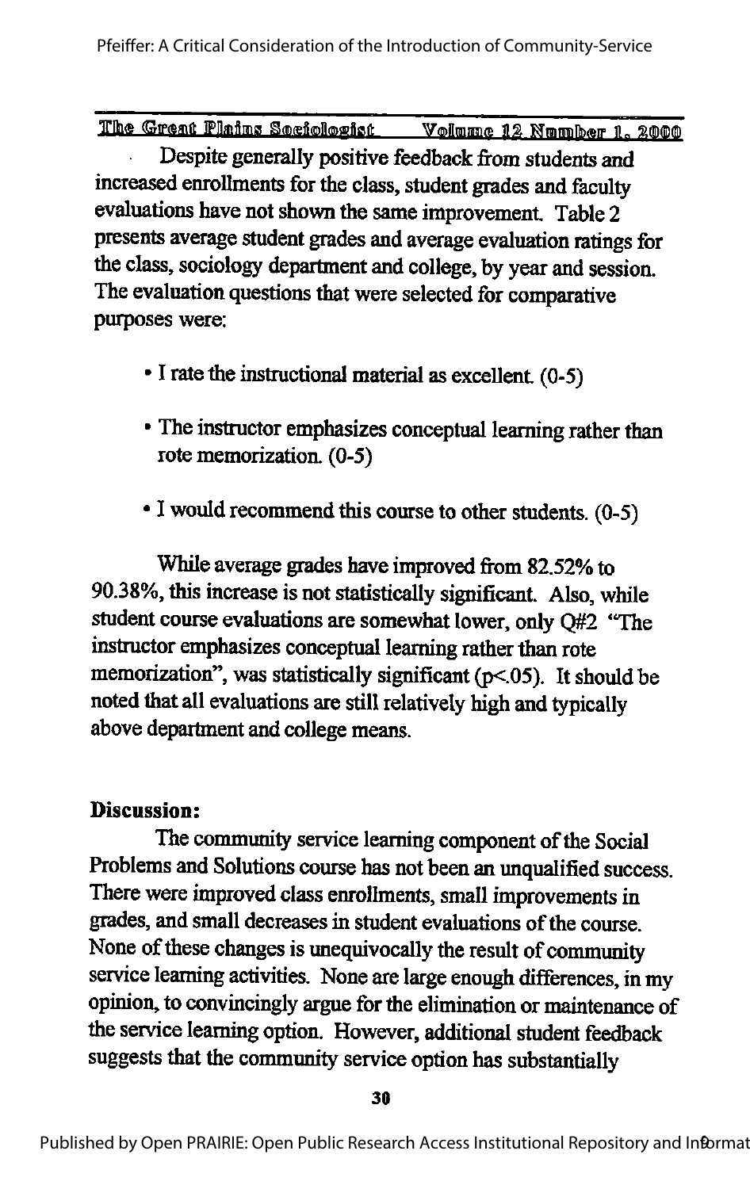Despite generally positive feedback from students and increased enrollments for the class, student grades and faculty evaluations have not shown the same improvement. Table 2 presents average student grades and average evaluation ratings for the class, sociology department and college, by year and session. The evaluation questions that were selected for comparative purposes were:

- I rate the instructional material as excellent. (0-5)
- The instructor emphasizes conceptual learning rather than rote memorization. (0-5)
- I would recommend this course to other students. (0-5)

While average grades have improved from 82.52% to 90.38%, this increase is not statistically significant. Also, while student course evaluations are somewhat lower, only Q#2 "The instructor emphasizes conceptual learning rather than rote memorization", was statistically significant ($p<.05$). It should be noted that all evaluations are still relatively high and typically above department and college means.

**Discussion:**

The community service learning component of the Social Problems and Solutions course has not been an unqualified success. There were improved class enrollments, small improvements in grades, and small decreases in student evaluations of the course. None of these changes is unequivocally the result of community service learning activities. None are large enough differences, in my opinion, to convincingly argue for the elimination or maintenance of the service learning option. However, additional student feedback suggests that the community service option has substantially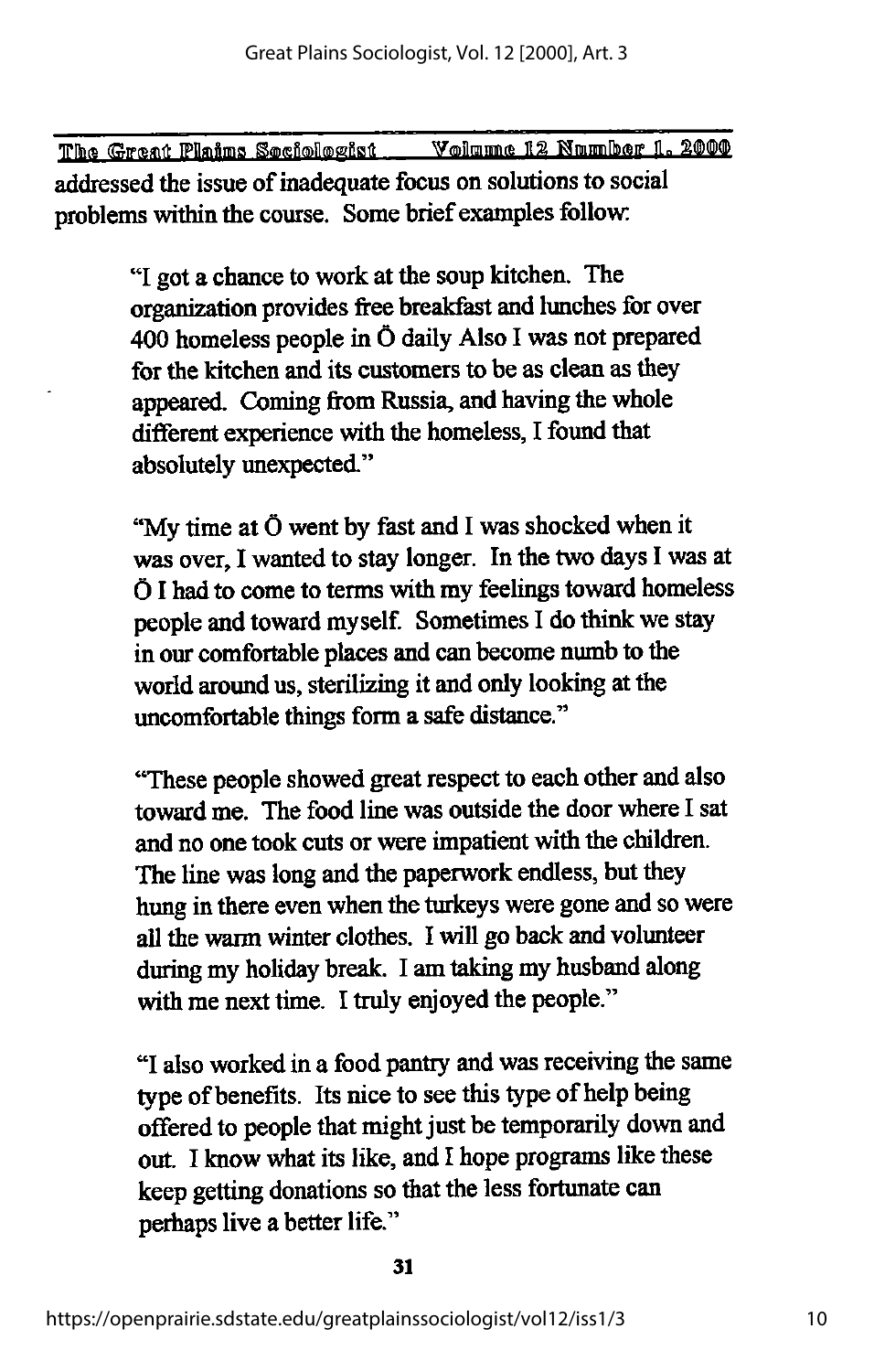addressed the issue of inadequate focus on solutions to social problems within the course. Some brief examples follow:

> "I got a chance to work at the soup kitchen. The organization provides free breakfast and lunches for over 400 homeless people in Ö daily Also I was not prepared for the kitchen and its customers to be as clean as they appeared. Coming from Russia, and having the whole different experience with the homeless, I found that absolutely unexpected."

> "My time at Ö went by fast and I was shocked when it was over, I wanted to stay longer. In the two days I was at Ö I had to come to terms with my feelings toward homeless people and toward myself. Sometimes I do think we stay in our comfortable places and can become numb to the world around us, sterilizing it and only looking at the uncomfortable things form a safe distance."

> "These people showed great respect to each other and also toward me. The food line was outside the door where I sat and no one took cuts or were impatient with the children. The line was long and the paperwork endless, but they hung in there even when the turkeys were gone and so were all the warm winter clothes. I will go back and volunteer during my holiday break. I am taking my husband along with me next time. I truly enjoyed the people."

> "I also worked in a food pantry and was receiving the same type of benefits. Its nice to see this type of help being offered to people that might just be temporarily down and out. I know what its like, and I hope programs like these keep getting donations so that the less fortunate can perhaps live a better life."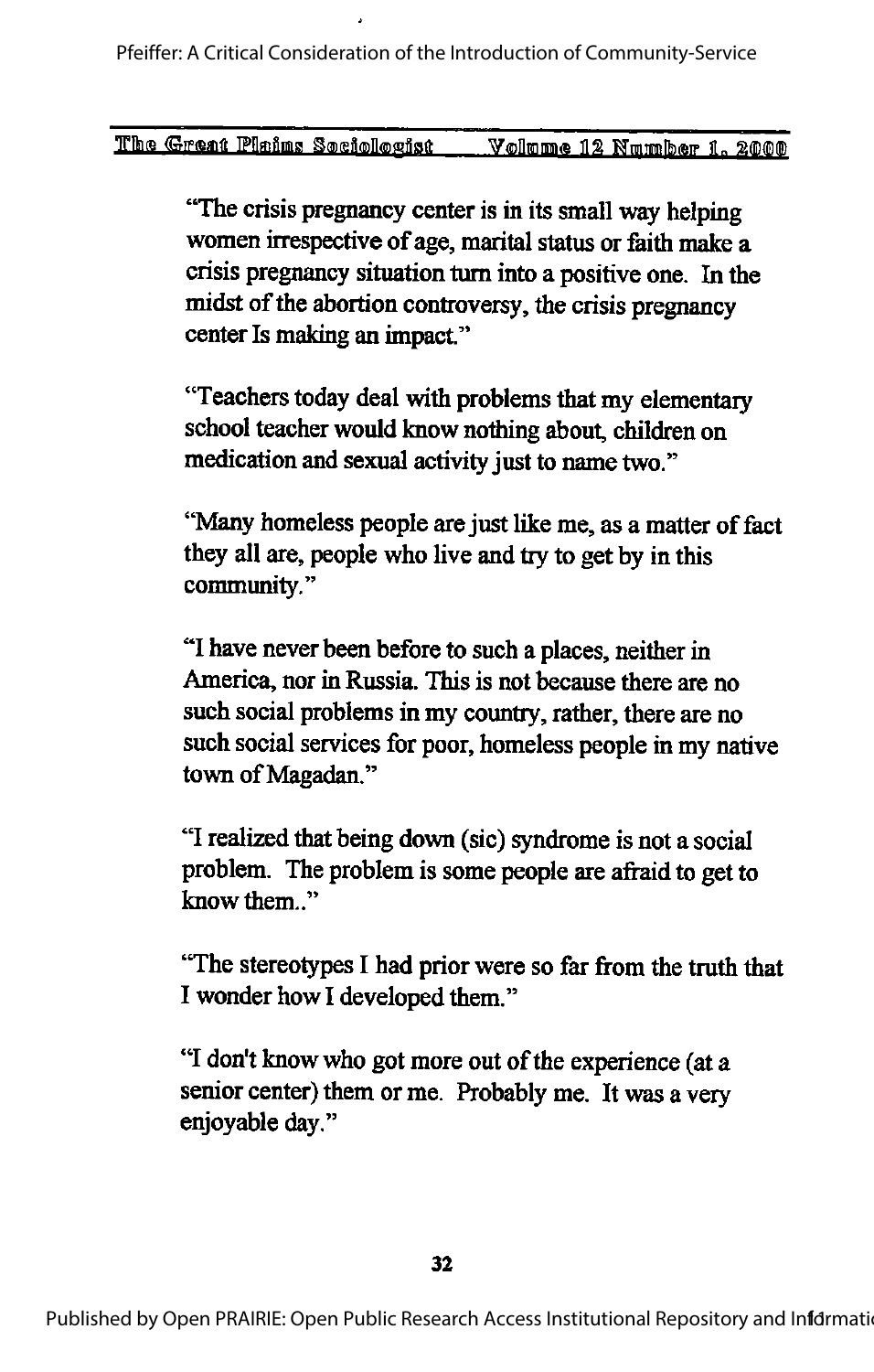"The crisis pregnancy center is in its small way helping women irrespective of age, marital status or faith make a crisis pregnancy situation turn into a positive one. In the midst of the abortion controversy, the crisis pregnancy center Is making an impact."

"Teachers today deal with problems that my elementary school teacher would know nothing about, children on medication and sexual activity just to name two."

"Many homeless people are just like me, as a matter of fact they all are, people who live and try to get by in this community."

"I have never been before to such a places, neither in America, nor in Russia. This is not because there are no such social problems in my country, rather, there are no such social services for poor, homeless people in my native town of Magadan."

"I realized that being down (sic) syndrome is not a social problem. The problem is some people are afraid to get to know them.."

"The stereotypes I had prior were so far from the truth that I wonder how I developed them."

"I don't know who got more out of the experience (at a senior center) them or me. Probably me. It was a very enjoyable day."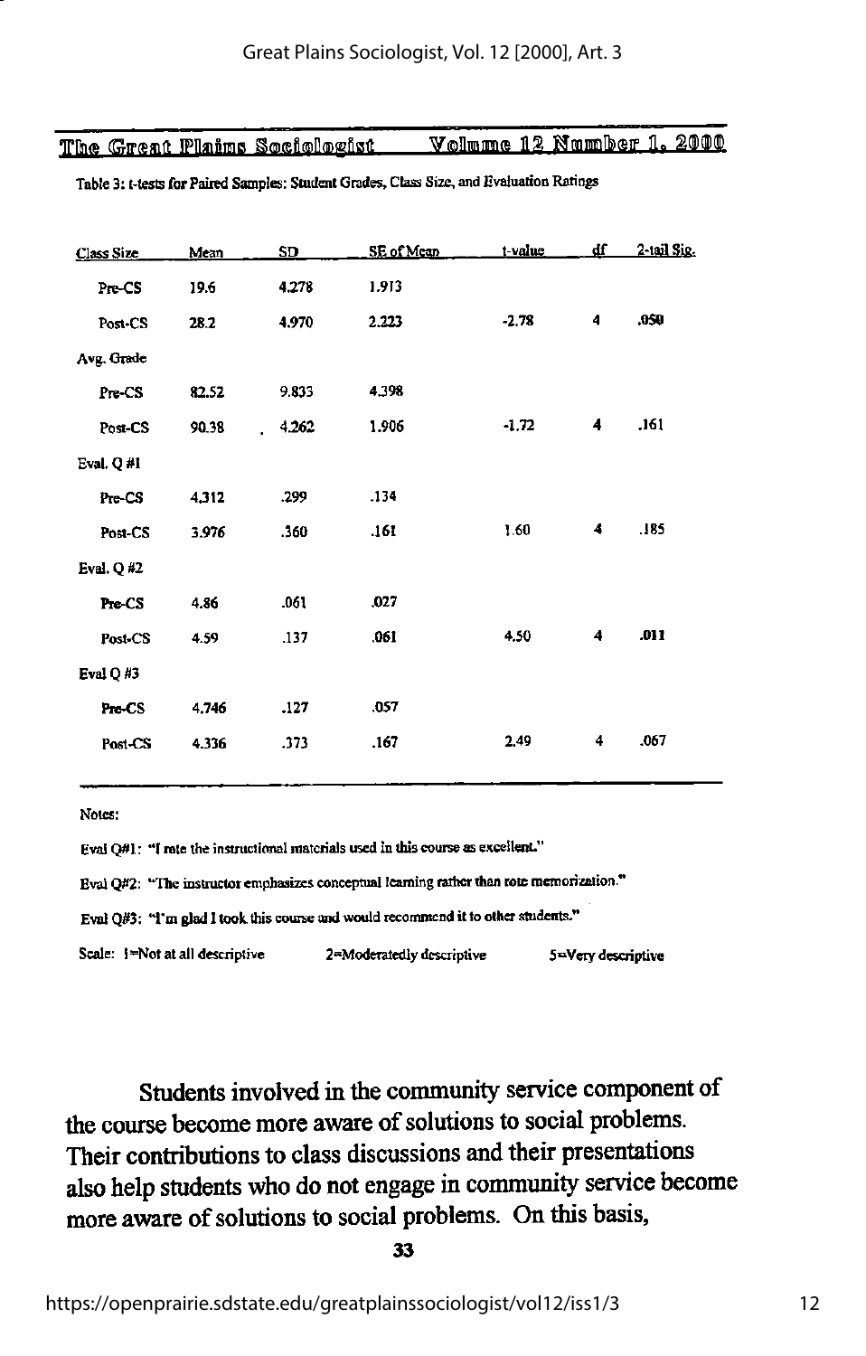Table 3: t-tests for Paired Samples: Student Grades, Class Size, and Evaluation Ratings

| Class Size | Mean | SD | SE of Mean | t-value | df | 2-tail Sig. |
|---|---|---|---|---|---|---|
| Pre-CS | 19.6 | 4.278 | 1.913 | | | |
| Post-CS | 28.2 | 4.970 | 2.223 | -2.78 | 4 | .050 |
| Avg. Grade | | | | | | |
| Pre-CS | 82.52 | 9.833 | 4.398 | | | |
| Post-CS | 90.38 | 4.262 | 1.906 | -1.72 | 4 | .161 |
| Eval. Q #1 | | | | | | |
| Pre-CS | 4.312 | .299 | .134 | | | |
| Post-CS | 3.976 | .360 | .161 | 1.60 | 4 | .185 |
| Eval. Q #2 | | | | | | |
| Pre-CS | 4.86 | .061 | .027 | | | |
| Post-CS | 4.59 | .137 | .061 | 4.50 | 4 | .011 |
| Eval Q #3 | | | | | | |
| Pre-CS | 4.746 | .127 | .057 | | | |
| Post-CS | 4.336 | .373 | .167 | 2.49 | 4 | .067 |

Notes:

Eval Q#1: "I rate the instructional materials used in this course as excellent."

Eval Q#2: "The instructor emphasizes conceptual learning rather than rote memorization."

Eval Q#3: "I'm glad I took this course and would recommend it to other students."

Scale: 1=Not at all descriptive 2=Moderatedly descriptive 5=Very descriptive

Students involved in the community service component of the course become more aware of solutions to social problems. Their contributions to class discussions and their presentations also help students who do not engage in community service become more aware of solutions to social problems. On this basis,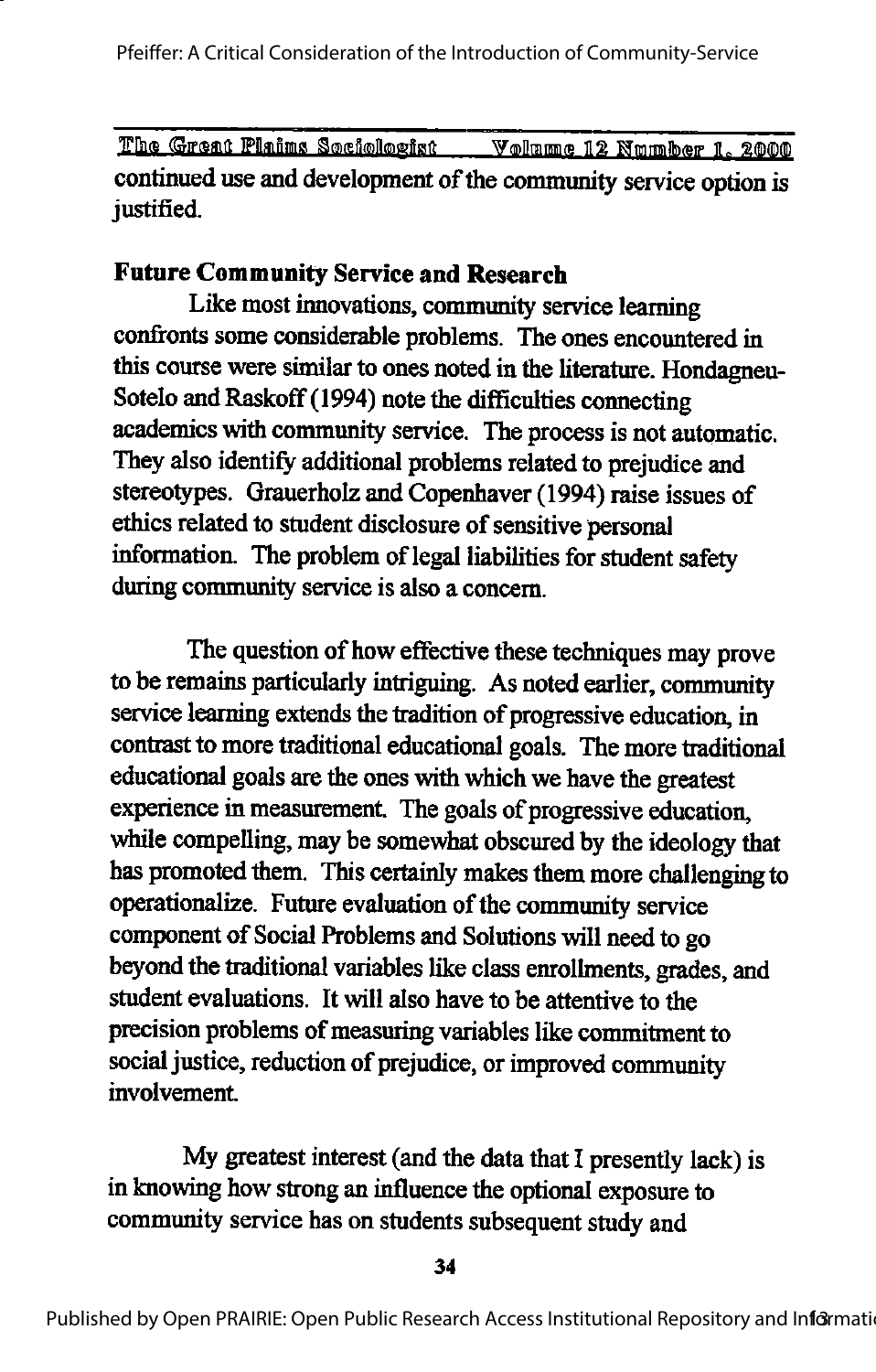continued use and development of the community service option is justified.

## Future Community Service and Research

Like most innovations, community service learning confronts some considerable problems. The ones encountered in this course were similar to ones noted in the literature. Hondagneu-Sotelo and Raskoff (1994) note the difficulties connecting academics with community service. The process is not automatic. They also identify additional problems related to prejudice and stereotypes. Grauerholz and Copenhaver (1994) raise issues of ethics related to student disclosure of sensitive personal information. The problem of legal liabilities for student safety during community service is also a concern.

The question of how effective these techniques may prove to be remains particularly intriguing. As noted earlier, community service learning extends the tradition of progressive education, in contrast to more traditional educational goals. The more traditional educational goals are the ones with which we have the greatest experience in measurement. The goals of progressive education, while compelling, may be somewhat obscured by the ideology that has promoted them. This certainly makes them more challenging to operationalize. Future evaluation of the community service component of Social Problems and Solutions will need to go beyond the traditional variables like class enrollments, grades, and student evaluations. It will also have to be attentive to the precision problems of measuring variables like commitment to social justice, reduction of prejudice, or improved community involvement.

My greatest interest (and the data that I presently lack) is in knowing how strong an influence the optional exposure to community service has on students subsequent study and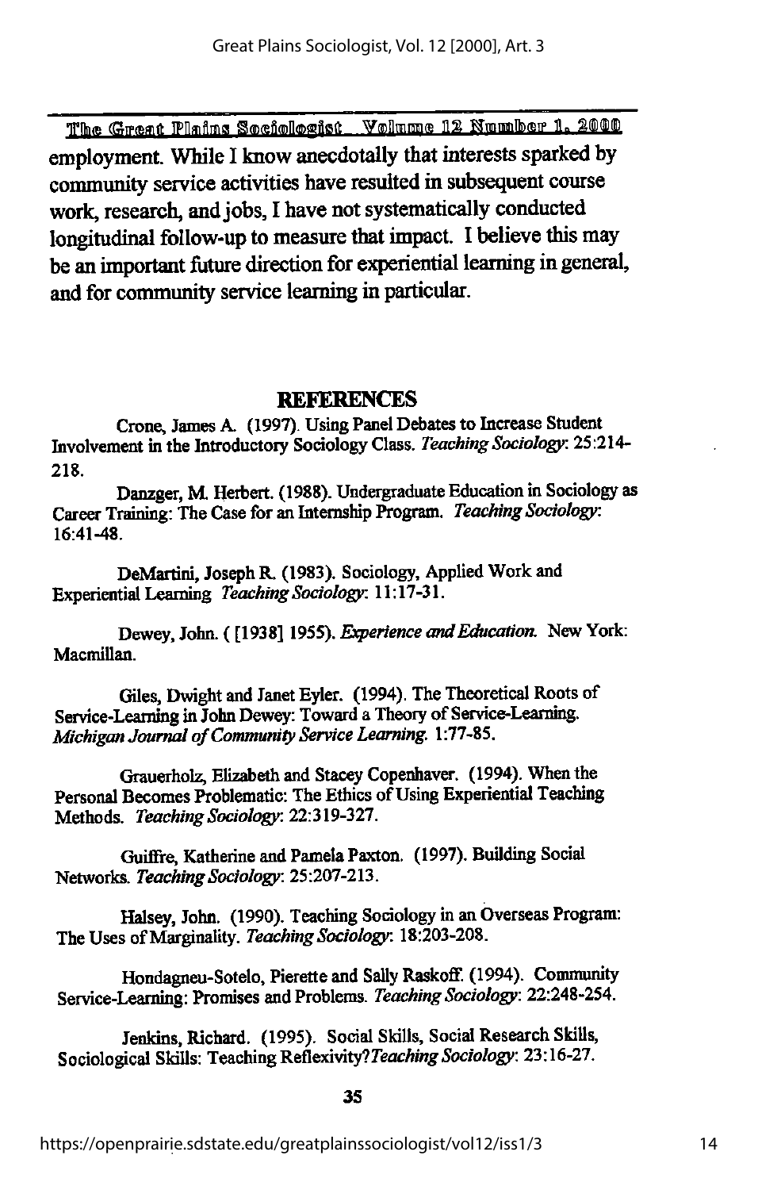employment. While I know anecdotally that interests sparked by community service activities have resulted in subsequent course work, research, and jobs, I have not systematically conducted longitudinal follow-up to measure that impact. I believe this may be an important future direction for experiential learning in general, and for community service learning in particular.

## REFERENCES

Crone, James A. (1997). Using Panel Debates to Increase Student Involvement in the Introductory Sociology Class. *Teaching Sociology*: 25:214-218.

Danzger, M. Herbert. (1988). Undergraduate Education in Sociology as Career Training: The Case for an Internship Program. *Teaching Sociology*: 16:41-48.

DeMartini, Joseph R. (1983). Sociology, Applied Work and Experiential Learning *Teaching Sociology*: 11:17-31.

Dewey, John. ( [1938] 1955). *Experience and Education.* New York: Macmillan.

Giles, Dwight and Janet Eyler. (1994). The Theoretical Roots of Service-Learning in John Dewey: Toward a Theory of Service-Learning. *Michigan Journal of Community Service Learning.* 1:77-85.

Grauerholz, Elizabeth and Stacey Copenhaver. (1994). When the Personal Becomes Problematic: The Ethics of Using Experiential Teaching Methods. *Teaching Sociology*: 22:319-327.

Guiffre, Katherine and Pamela Paxton. (1997). Building Social Networks. *Teaching Sociology*: 25:207-213.

Halsey, John. (1990). Teaching Sociology in an Overseas Program: The Uses of Marginality. *Teaching Sociology*: 18:203-208.

Hondagneu-Sotelo, Pierette and Sally Raskoff. (1994). Community Service-Learning: Promises and Problems. *Teaching Sociology*: 22:248-254.

Jenkins, Richard. (1995). Social Skills, Social Research Skills, Sociological Skills: Teaching Reflexivity? *Teaching Sociology*: 23:16-27.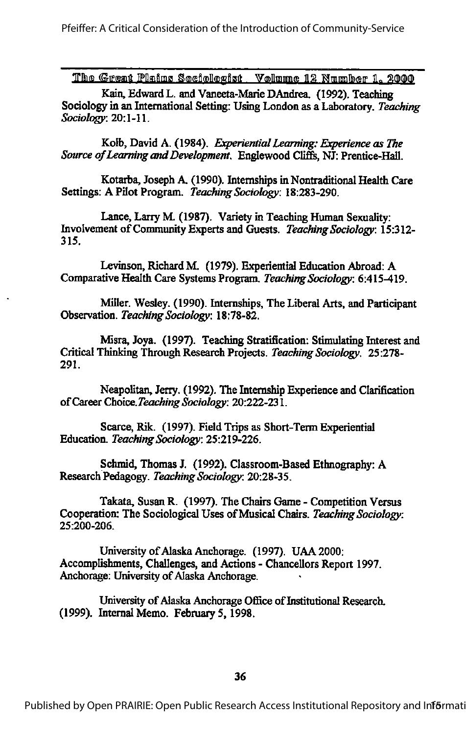Kain, Edward L. and Vaneeta-Marie DAndrea. (1992). Teaching Sociology in an International Setting: Using London as a Laboratory. *Teaching Sociology*: 20:1-11.

Kolb, David A. (1984). *Experiential Learning: Experience as The Source of Learning and Development*. Englewood Cliffs, NJ: Prentice-Hall.

Kotarba, Joseph A. (1990). Internships in Nontraditional Health Care Settings: A Pilot Program. *Teaching Sociology*: 18:283-290.

Lance, Larry M. (1987). Variety in Teaching Human Sexuality: Involvement of Community Experts and Guests. *Teaching Sociology*: 15:312-315.

Levinson, Richard M. (1979). Experiential Education Abroad: A Comparative Health Care Systems Program. *Teaching Sociology*: 6:415-419.

Miller. Wesley. (1990). Internships, The Liberal Arts, and Participant Observation. *Teaching Sociology*: 18:78-82.

Misra, Joya. (1997). Teaching Stratification: Stimulating Interest and Critical Thinking Through Research Projects. *Teaching Sociology*. 25:278-291.

Neapolitan, Jerry. (1992). The Internship Experience and Clarification of Career Choice. *Teaching Sociology*: 20:222-231.

Scarce, Rik. (1997). Field Trips as Short-Term Experiential Education. *Teaching Sociology*: 25:219-226.

Schmid, Thomas J. (1992). Classroom-Based Ethnography: A Research Pedagogy. *Teaching Sociology*: 20:28-35.

Takata, Susan R. (1997). The Chairs Game - Competition Versus Cooperation: The Sociological Uses of Musical Chairs. *Teaching Sociology*: 25:200-206.

University of Alaska Anchorage. (1997). UAA 2000: Accomplishments, Challenges, and Actions - Chancellors Report 1997. Anchorage: University of Alaska Anchorage.

University of Alaska Anchorage Office of Institutional Research. (1999). Internal Memo. February 5, 1998.